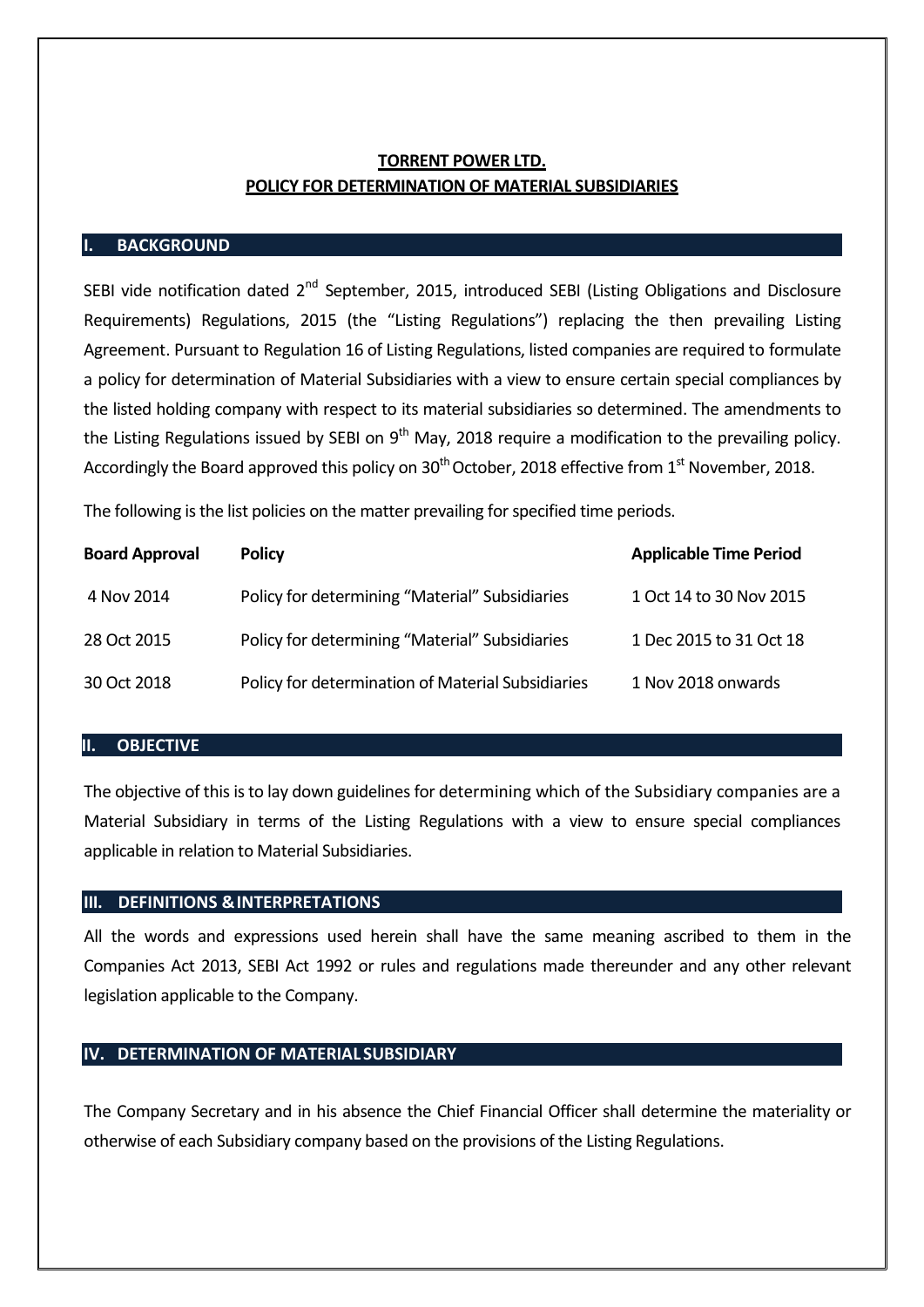# TORRENT POWER LTD.
# POLICY FOR DETERMINATION OF MATERIAL SUBSIDIARIES

## I. BACKGROUND

SEBI vide notification dated 2nd September, 2015, introduced SEBI (Listing Obligations and Disclosure Requirements) Regulations, 2015 (the "Listing Regulations") replacing the then prevailing Listing Agreement. Pursuant to Regulation 16 of Listing Regulations, listed companies are required to formulate a policy for determination of Material Subsidiaries with a view to ensure certain special compliances by the listed holding company with respect to its material subsidiaries so determined. The amendments to the Listing Regulations issued by SEBI on 9th May, 2018 require a modification to the prevailing policy. Accordingly the Board approved this policy on 30th October, 2018 effective from 1st November, 2018.

The following is the list policies on the matter prevailing for specified time periods.

| Board Approval | Policy | Applicable Time Period |
|---|---|---|
| 4 Nov 2014 | Policy for determining "Material" Subsidiaries | 1 Oct 14 to 30 Nov 2015 |
| 28 Oct 2015 | Policy for determining "Material" Subsidiaries | 1 Dec 2015 to 31 Oct 18 |
| 30 Oct 2018 | Policy for determination of Material Subsidiaries | 1 Nov 2018 onwards |

## II. OBJECTIVE

The objective of this is to lay down guidelines for determining which of the Subsidiary companies are a Material Subsidiary in terms of the Listing Regulations with a view to ensure special compliances applicable in relation to Material Subsidiaries.

## III. DEFINITIONS & INTERPRETATIONS

All the words and expressions used herein shall have the same meaning ascribed to them in the Companies Act 2013, SEBI Act 1992 or rules and regulations made thereunder and any other relevant legislation applicable to the Company.

## IV. DETERMINATION OF MATERIAL SUBSIDIARY

The Company Secretary and in his absence the Chief Financial Officer shall determine the materiality or otherwise of each Subsidiary company based on the provisions of the Listing Regulations.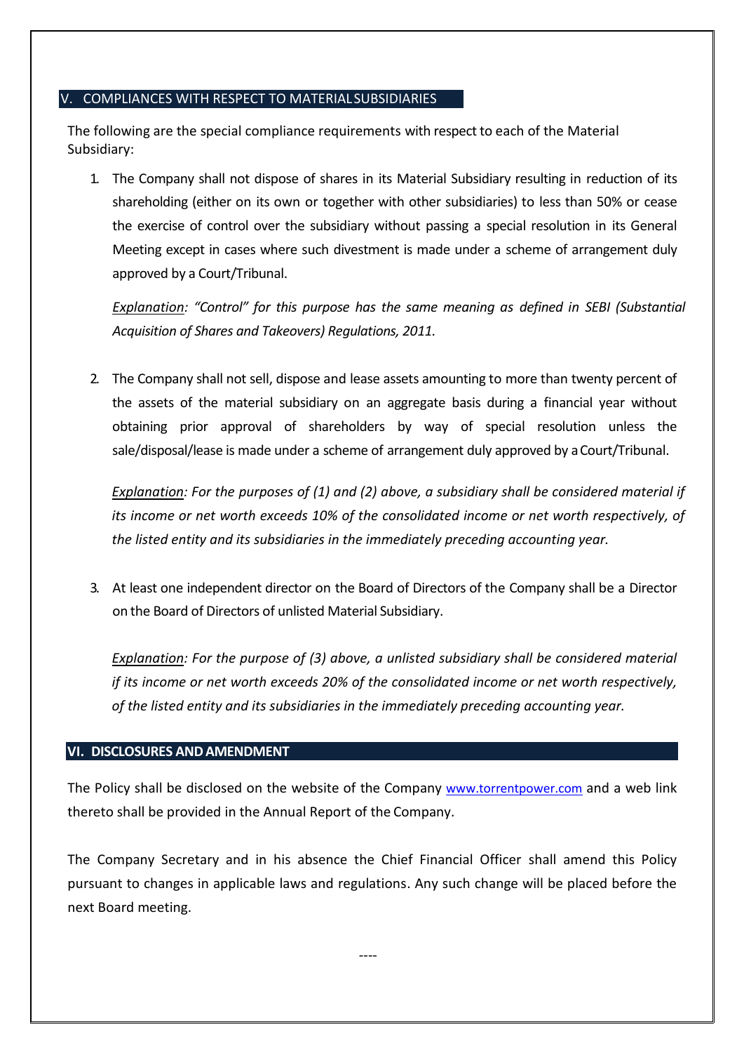## V. COMPLIANCES WITH RESPECT TO MATERIAL SUBSIDIARIES

The following are the special compliance requirements with respect to each of the Material Subsidiary:

1. The Company shall not dispose of shares in its Material Subsidiary resulting in reduction of its shareholding (either on its own or together with other subsidiaries) to less than 50% or cease the exercise of control over the subsidiary without passing a special resolution in its General Meeting except in cases where such divestment is made under a scheme of arrangement duly approved by a Court/Tribunal.

   *Explanation: "Control" for this purpose has the same meaning as defined in SEBI (Substantial Acquisition of Shares and Takeovers) Regulations, 2011.*

2. The Company shall not sell, dispose and lease assets amounting to more than twenty percent of the assets of the material subsidiary on an aggregate basis during a financial year without obtaining prior approval of shareholders by way of special resolution unless the sale/disposal/lease is made under a scheme of arrangement duly approved by a Court/Tribunal.

   *Explanation: For the purposes of (1) and (2) above, a subsidiary shall be considered material if its income or net worth exceeds 10% of the consolidated income or net worth respectively, of the listed entity and its subsidiaries in the immediately preceding accounting year.*

3. At least one independent director on the Board of Directors of the Company shall be a Director on the Board of Directors of unlisted Material Subsidiary.

   *Explanation: For the purpose of (3) above, a unlisted subsidiary shall be considered material if its income or net worth exceeds 20% of the consolidated income or net worth respectively, of the listed entity and its subsidiaries in the immediately preceding accounting year.*

## VI. DISCLOSURES AND AMENDMENT

The Policy shall be disclosed on the website of the Company www.torrentpower.com and a web link thereto shall be provided in the Annual Report of the Company.

The Company Secretary and in his absence the Chief Financial Officer shall amend this Policy pursuant to changes in applicable laws and regulations. Any such change will be placed before the next Board meeting.

----